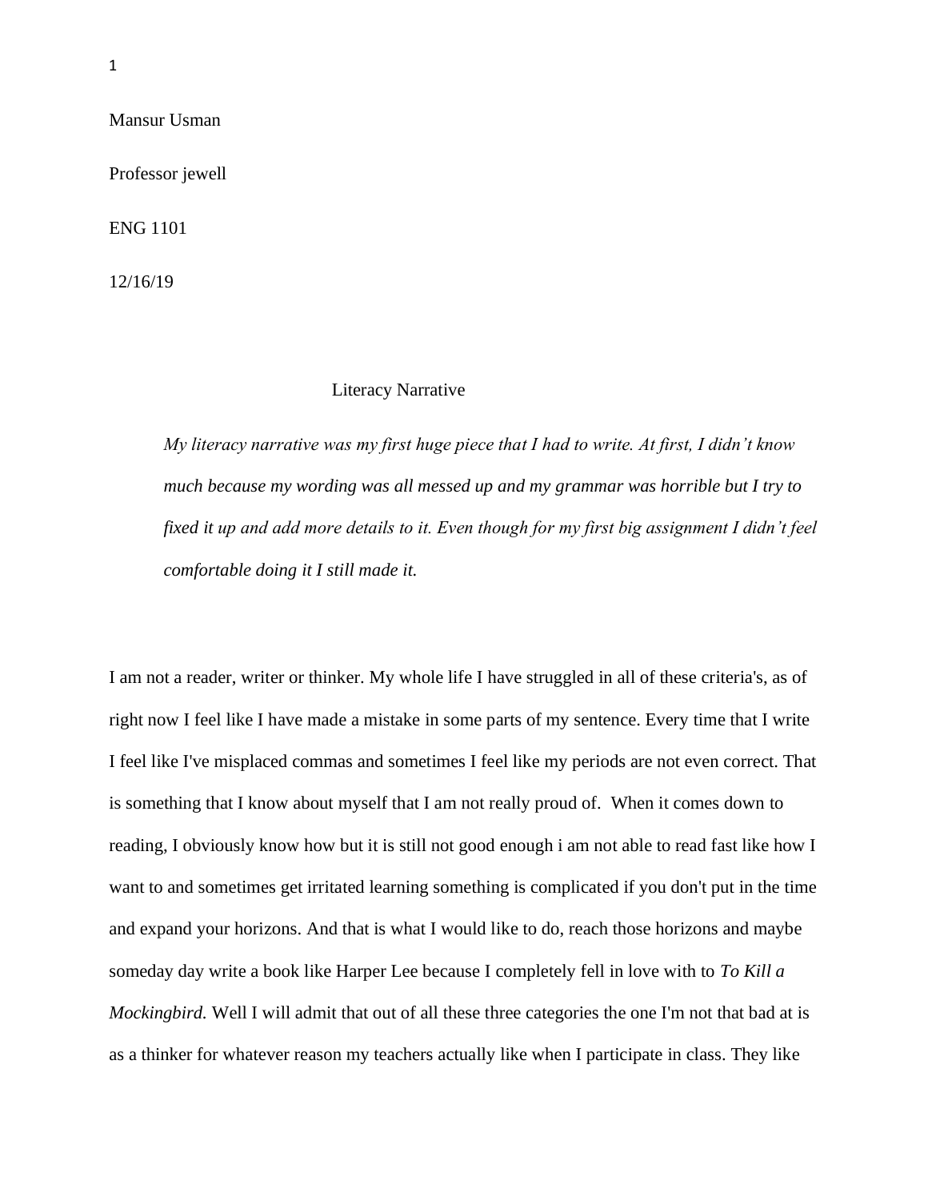Mansur Usman

Professor jewell

ENG 1101

12/16/19

Literacy Narrative

> *My literacy narrative was my first huge piece that I had to write. At first, I didn't know much because my wording was all messed up and my grammar was horrible but I try to fixed it up and add more details to it. Even though for my first big assignment I didn't feel comfortable doing it I still made it.*

I am not a reader, writer or thinker. My whole life I have struggled in all of these criteria's, as of right now I feel like I have made a mistake in some parts of my sentence. Every time that I write I feel like I've misplaced commas and sometimes I feel like my periods are not even correct. That is something that I know about myself that I am not really proud of. When it comes down to reading, I obviously know how but it is still not good enough i am not able to read fast like how I want to and sometimes get irritated learning something is complicated if you don't put in the time and expand your horizons. And that is what I would like to do, reach those horizons and maybe someday day write a book like Harper Lee because I completely fell in love with to *To Kill a Mockingbird.* Well I will admit that out of all these three categories the one I'm not that bad at is as a thinker for whatever reason my teachers actually like when I participate in class. They like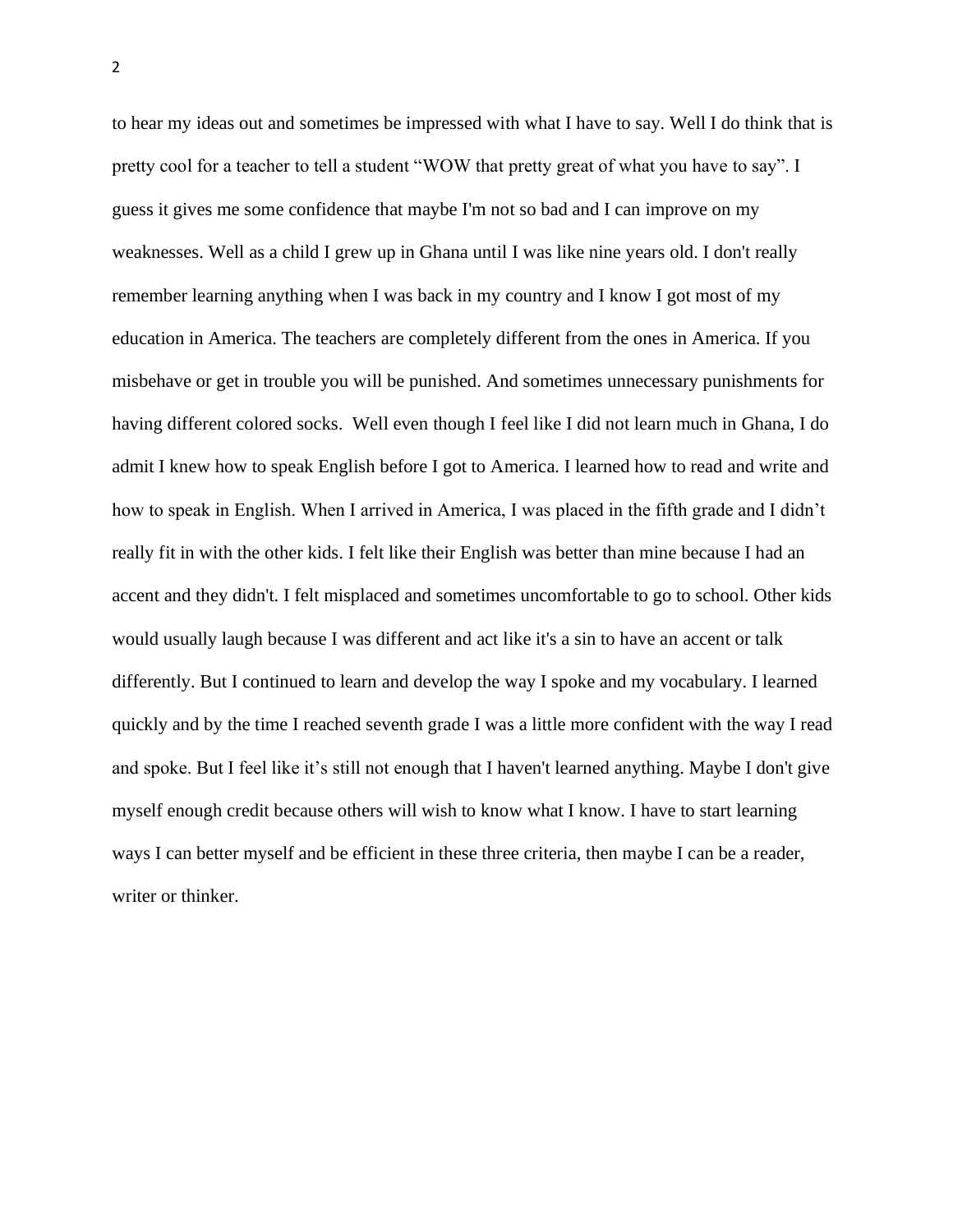to hear my ideas out and sometimes be impressed with what I have to say. Well I do think that is pretty cool for a teacher to tell a student "WOW that pretty great of what you have to say". I guess it gives me some confidence that maybe I'm not so bad and I can improve on my weaknesses. Well as a child I grew up in Ghana until I was like nine years old. I don't really remember learning anything when I was back in my country and I know I got most of my education in America. The teachers are completely different from the ones in America. If you misbehave or get in trouble you will be punished. And sometimes unnecessary punishments for having different colored socks. Well even though I feel like I did not learn much in Ghana, I do admit I knew how to speak English before I got to America. I learned how to read and write and how to speak in English. When I arrived in America, I was placed in the fifth grade and I didn't really fit in with the other kids. I felt like their English was better than mine because I had an accent and they didn't. I felt misplaced and sometimes uncomfortable to go to school. Other kids would usually laugh because I was different and act like it's a sin to have an accent or talk differently. But I continued to learn and develop the way I spoke and my vocabulary. I learned quickly and by the time I reached seventh grade I was a little more confident with the way I read and spoke. But I feel like it's still not enough that I haven't learned anything. Maybe I don't give myself enough credit because others will wish to know what I know. I have to start learning ways I can better myself and be efficient in these three criteria, then maybe I can be a reader, writer or thinker.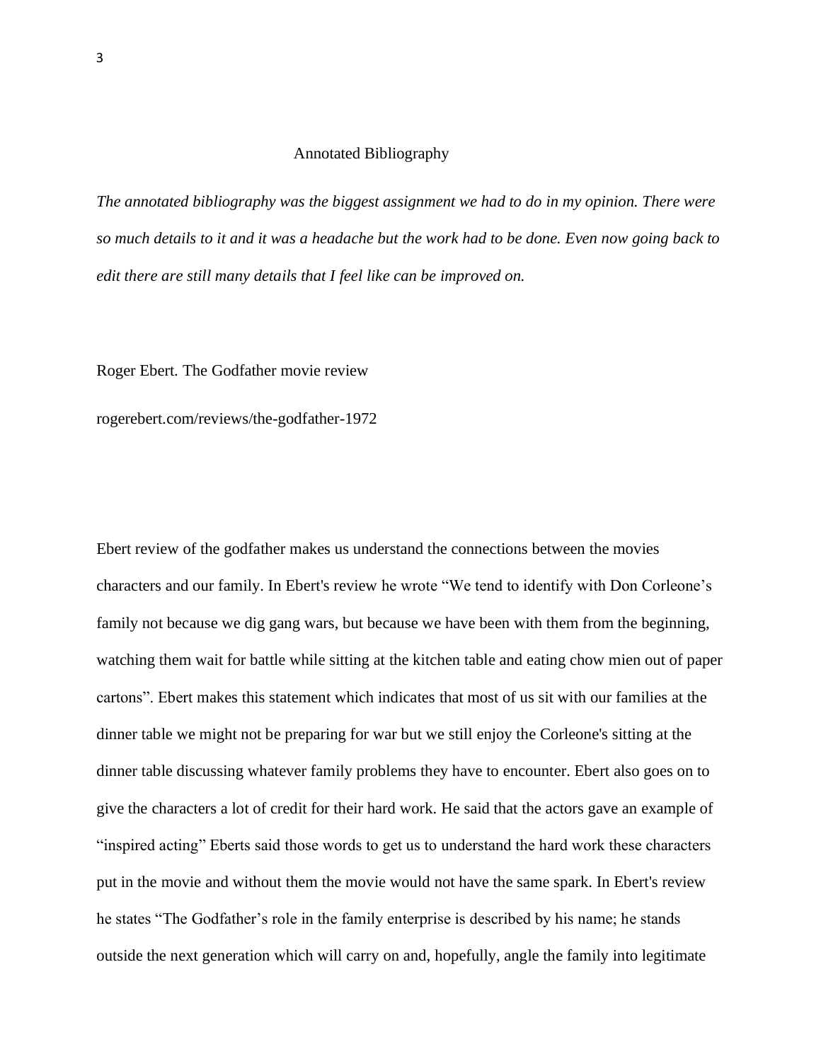# Annotated Bibliography

*The annotated bibliography was the biggest assignment we had to do in my opinion. There were so much details to it and it was a headache but the work had to be done. Even now going back to edit there are still many details that I feel like can be improved on.*

Roger Ebert. The Godfather movie review

rogerebert.com/reviews/the-godfather-1972

Ebert review of the godfather makes us understand the connections between the movies characters and our family. In Ebert's review he wrote “We tend to identify with Don Corleone’s family not because we dig gang wars, but because we have been with them from the beginning, watching them wait for battle while sitting at the kitchen table and eating chow mien out of paper cartons”. Ebert makes this statement which indicates that most of us sit with our families at the dinner table we might not be preparing for war but we still enjoy the Corleone's sitting at the dinner table discussing whatever family problems they have to encounter. Ebert also goes on to give the characters a lot of credit for their hard work. He said that the actors gave an example of “inspired acting” Eberts said those words to get us to understand the hard work these characters put in the movie and without them the movie would not have the same spark. In Ebert's review he states “The Godfather’s role in the family enterprise is described by his name; he stands outside the next generation which will carry on and, hopefully, angle the family into legitimate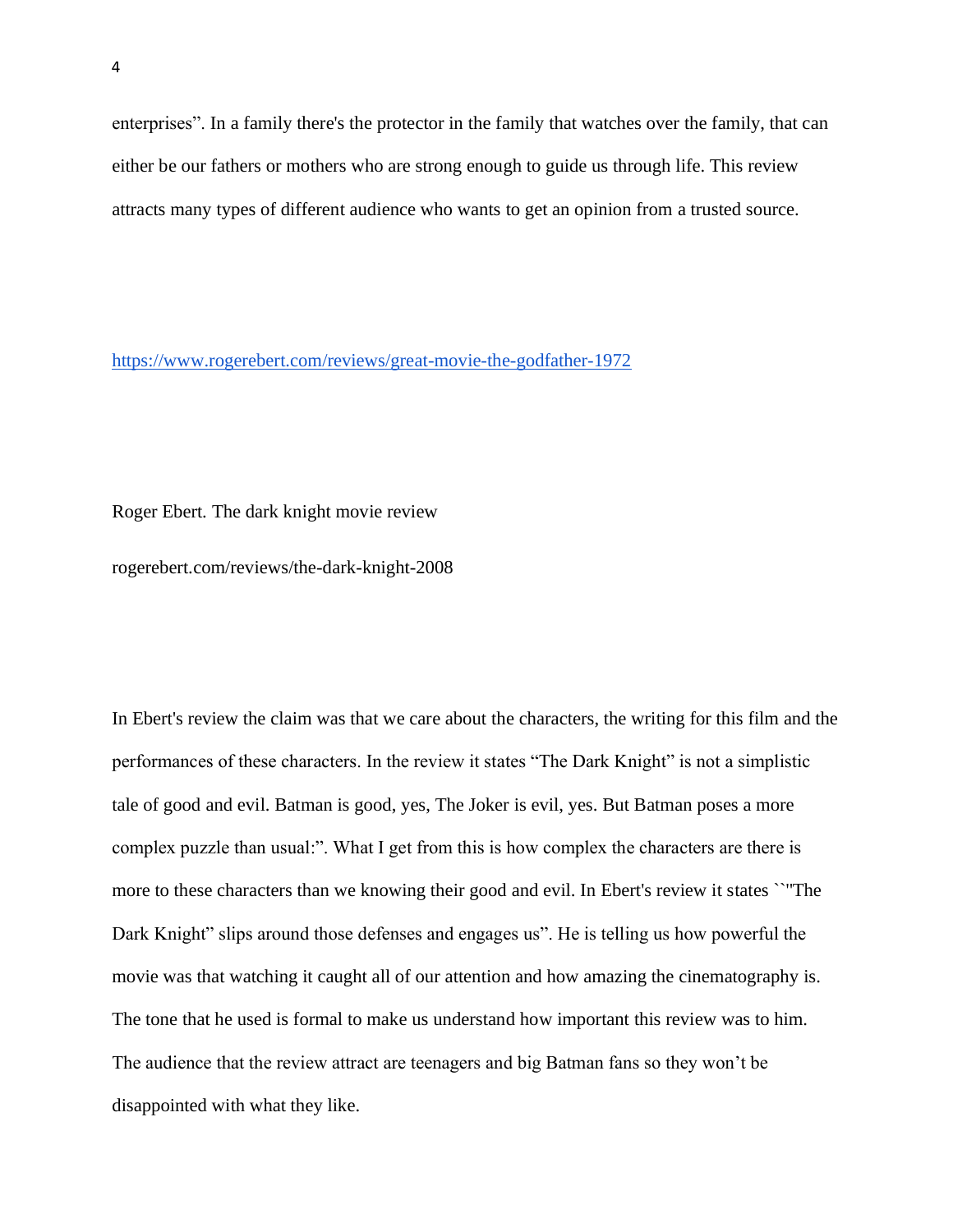enterprises". In a family there's the protector in the family that watches over the family, that can either be our fathers or mothers who are strong enough to guide us through life. This review attracts many types of different audience who wants to get an opinion from a trusted source.

https://www.rogerebert.com/reviews/great-movie-the-godfather-1972

Roger Ebert. The dark knight movie review

rogerebert.com/reviews/the-dark-knight-2008

In Ebert's review the claim was that we care about the characters, the writing for this film and the performances of these characters. In the review it states "The Dark Knight" is not a simplistic tale of good and evil. Batman is good, yes, The Joker is evil, yes. But Batman poses a more complex puzzle than usual:". What I get from this is how complex the characters are there is more to these characters than we knowing their good and evil. In Ebert's review it states ``"The Dark Knight" slips around those defenses and engages us". He is telling us how powerful the movie was that watching it caught all of our attention and how amazing the cinematography is. The tone that he used is formal to make us understand how important this review was to him. The audience that the review attract are teenagers and big Batman fans so they won't be disappointed with what they like.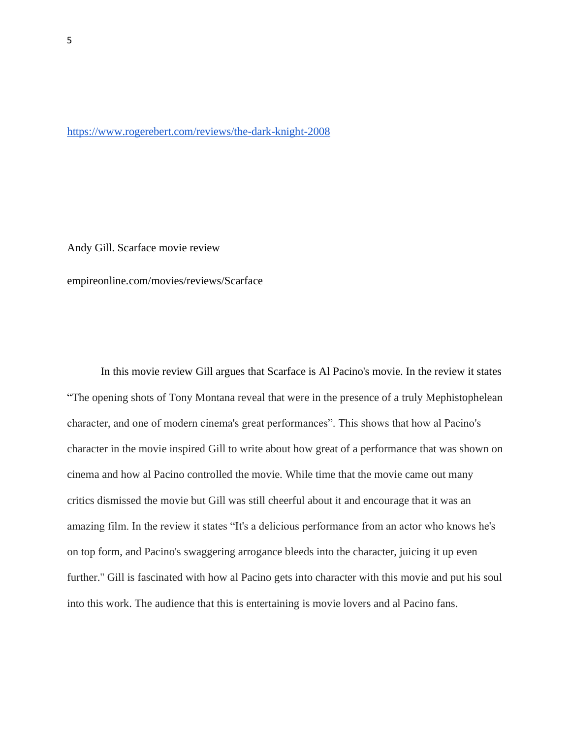https://www.rogerebert.com/reviews/the-dark-knight-2008

Andy Gill. Scarface movie review

empireonline.com/movies/reviews/Scarface

In this movie review Gill argues that Scarface is Al Pacino's movie. In the review it states "The opening shots of Tony Montana reveal that were in the presence of a truly Mephistophelean character, and one of modern cinema's great performances". This shows that how al Pacino's character in the movie inspired Gill to write about how great of a performance that was shown on cinema and how al Pacino controlled the movie. While time that the movie came out many critics dismissed the movie but Gill was still cheerful about it and encourage that it was an amazing film. In the review it states "It's a delicious performance from an actor who knows he's on top form, and Pacino's swaggering arrogance bleeds into the character, juicing it up even further." Gill is fascinated with how al Pacino gets into character with this movie and put his soul into this work. The audience that this is entertaining is movie lovers and al Pacino fans.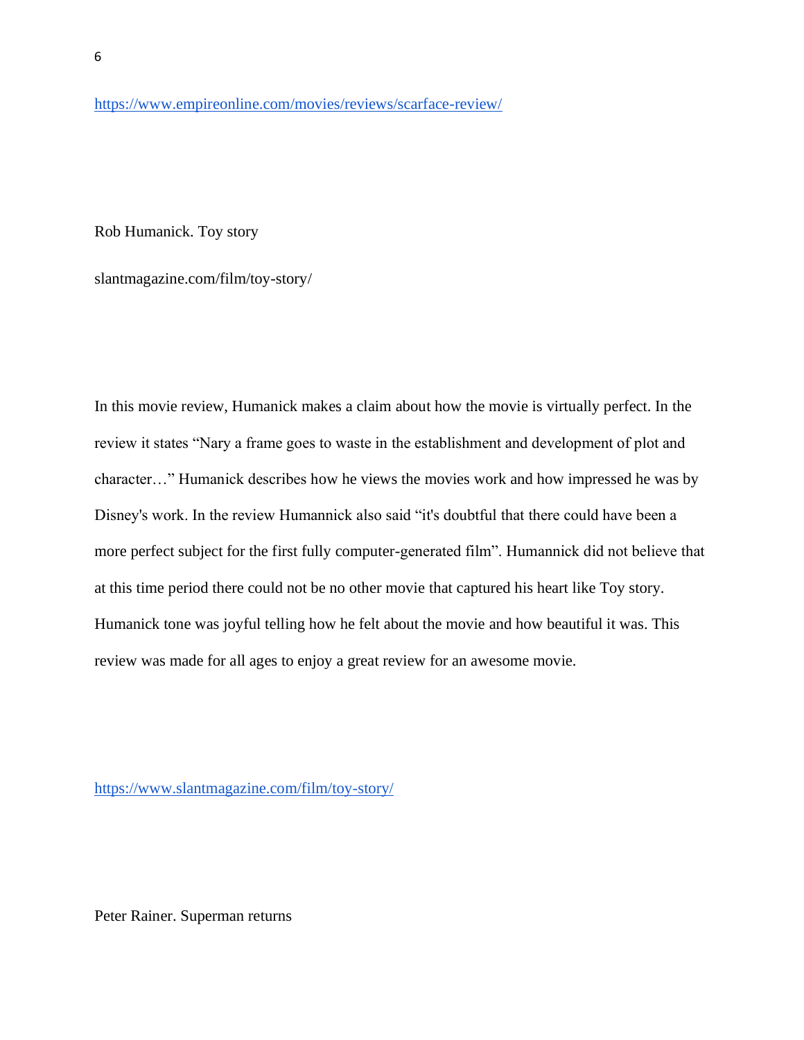https://www.empireonline.com/movies/reviews/scarface-review/

Rob Humanick. Toy story

slantmagazine.com/film/toy-story/

In this movie review, Humanick makes a claim about how the movie is virtually perfect. In the review it states "Nary a frame goes to waste in the establishment and development of plot and character…" Humanick describes how he views the movies work and how impressed he was by Disney's work. In the review Humannick also said "it's doubtful that there could have been a more perfect subject for the first fully computer-generated film". Humannick did not believe that at this time period there could not be no other movie that captured his heart like Toy story. Humanick tone was joyful telling how he felt about the movie and how beautiful it was. This review was made for all ages to enjoy a great review for an awesome movie.

https://www.slantmagazine.com/film/toy-story/

Peter Rainer. Superman returns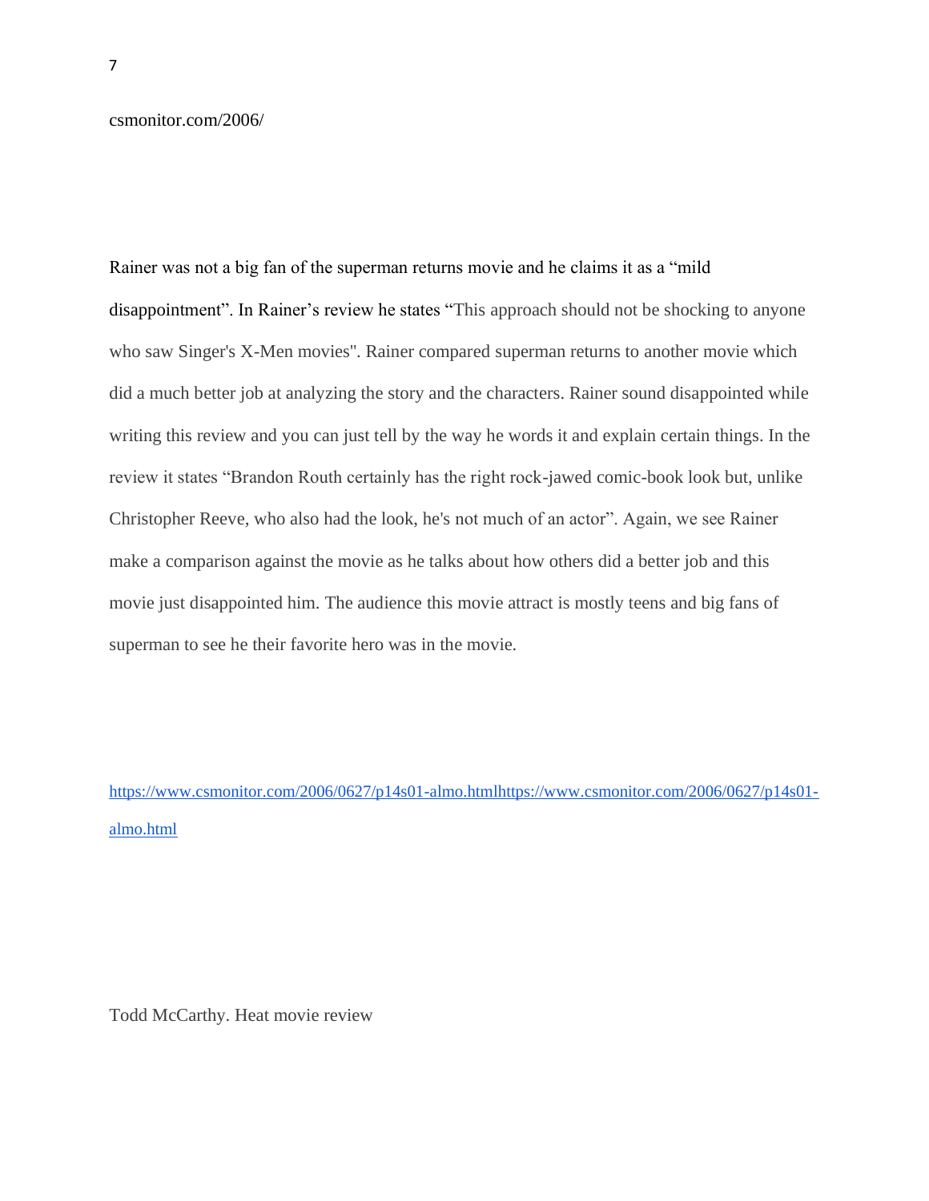csmonitor.com/2006/

Rainer was not a big fan of the superman returns movie and he claims it as a "mild disappointment". In Rainer's review he states "This approach should not be shocking to anyone who saw Singer's X-Men movies". Rainer compared superman returns to another movie which did a much better job at analyzing the story and the characters. Rainer sound disappointed while writing this review and you can just tell by the way he words it and explain certain things. In the review it states "Brandon Routh certainly has the right rock-jawed comic-book look but, unlike Christopher Reeve, who also had the look, he's not much of an actor". Again, we see Rainer make a comparison against the movie as he talks about how others did a better job and this movie just disappointed him. The audience this movie attract is mostly teens and big fans of superman to see he their favorite hero was in the movie.

[https://www.csmonitor.com/2006/0627/p14s01-almo.htmlhttps://www.csmonitor.com/2006/0627/p14s01-almo.html](https://www.csmonitor.com/2006/0627/p14s01-almo.htmlhttps://www.csmonitor.com/2006/0627/p14s01-almo.html)

Todd McCarthy. Heat movie review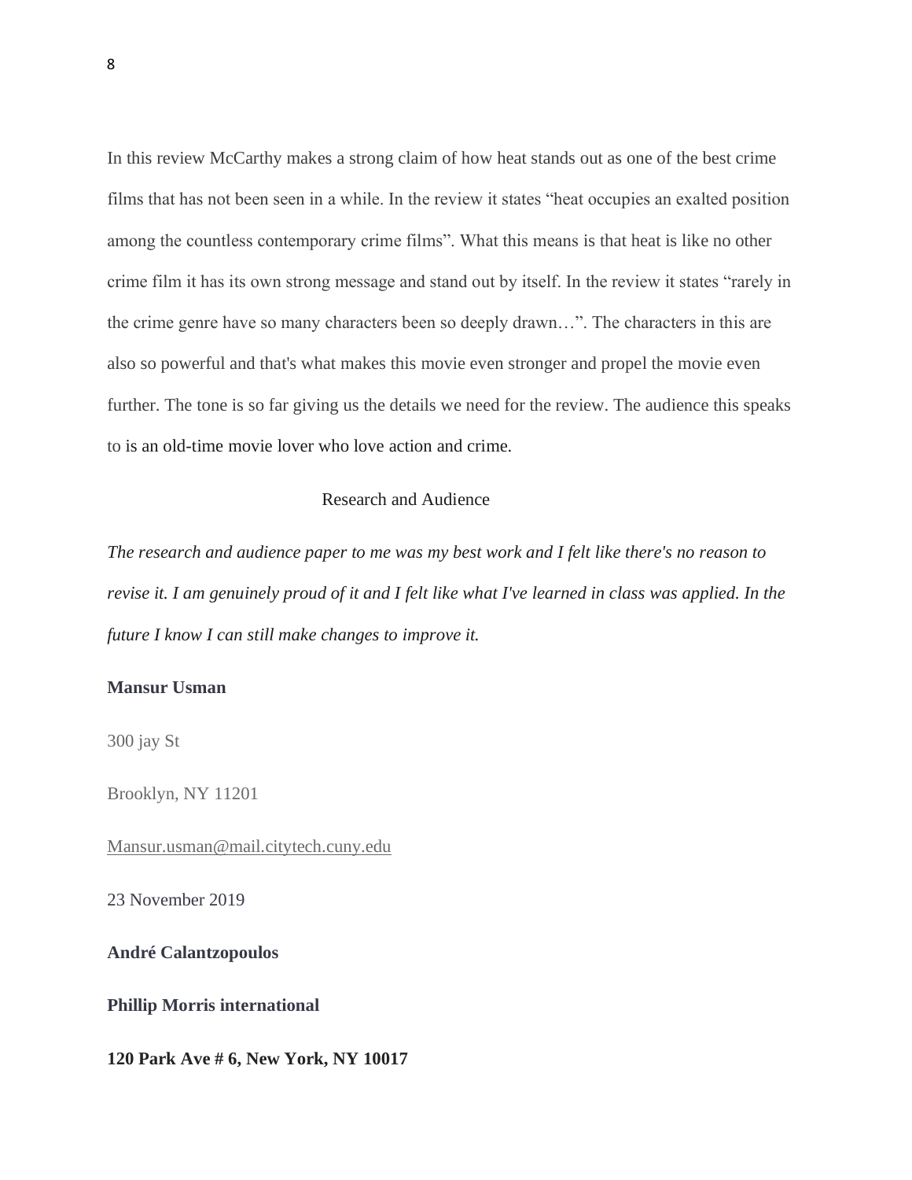In this review McCarthy makes a strong claim of how heat stands out as one of the best crime films that has not been seen in a while. In the review it states "heat occupies an exalted position among the countless contemporary crime films". What this means is that heat is like no other crime film it has its own strong message and stand out by itself. In the review it states "rarely in the crime genre have so many characters been so deeply drawn…". The characters in this are also so powerful and that's what makes this movie even stronger and propel the movie even further. The tone is so far giving us the details we need for the review. The audience this speaks to is an old-time movie lover who love action and crime.

## Research and Audience

*The research and audience paper to me was my best work and I felt like there's no reason to revise it. I am genuinely proud of it and I felt like what I've learned in class was applied. In the future I know I can still make changes to improve it.*

**Mansur Usman**

300 jay St

Brooklyn, NY 11201

Mansur.usman@mail.citytech.cuny.edu

23 November 2019

**André Calantzopoulos**

**Phillip Morris international**

**120 Park Ave # 6, New York, NY 10017**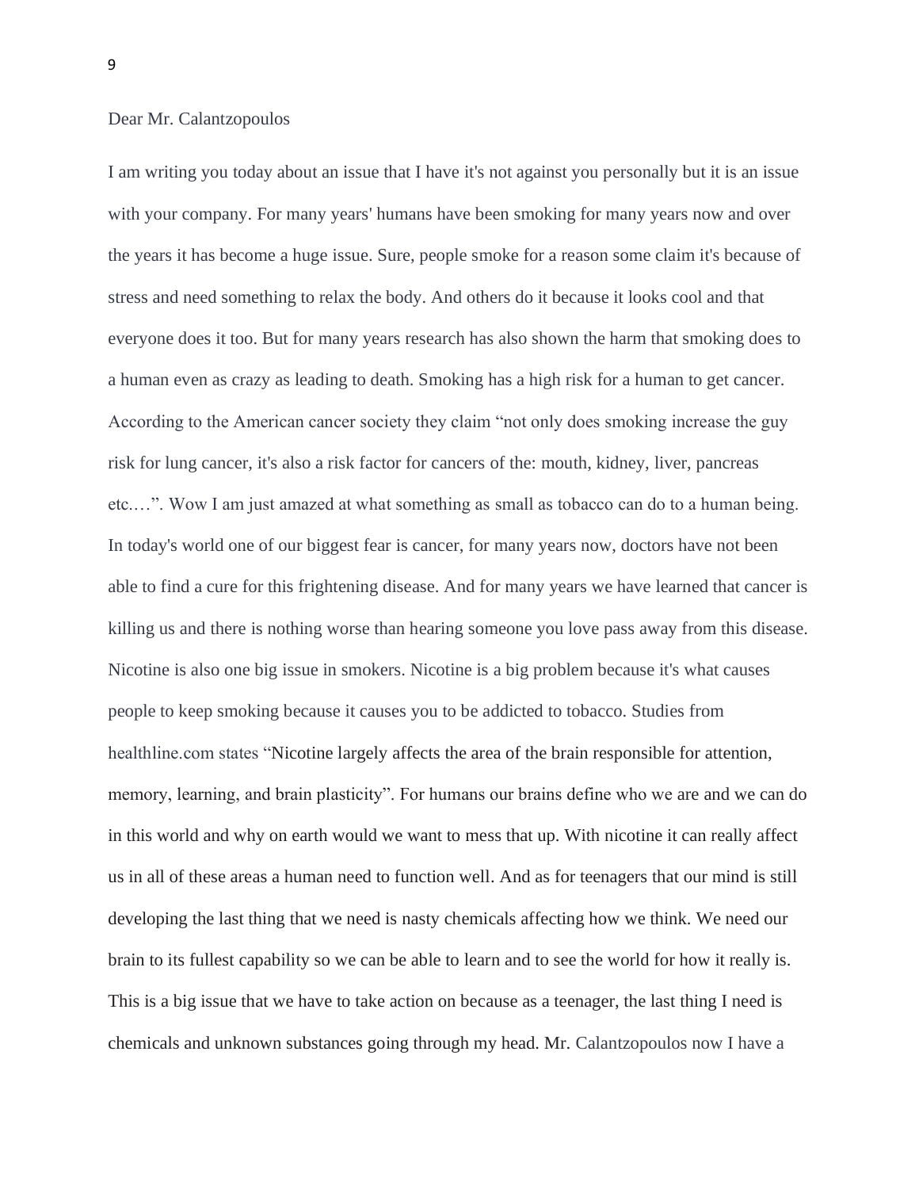Dear Mr. Calantzopoulos

I am writing you today about an issue that I have it's not against you personally but it is an issue with your company. For many years' humans have been smoking for many years now and over the years it has become a huge issue. Sure, people smoke for a reason some claim it's because of stress and need something to relax the body. And others do it because it looks cool and that everyone does it too. But for many years research has also shown the harm that smoking does to a human even as crazy as leading to death. Smoking has a high risk for a human to get cancer. According to the American cancer society they claim "not only does smoking increase the guy risk for lung cancer, it's also a risk factor for cancers of the: mouth, kidney, liver, pancreas etc.…". Wow I am just amazed at what something as small as tobacco can do to a human being. In today's world one of our biggest fear is cancer, for many years now, doctors have not been able to find a cure for this frightening disease. And for many years we have learned that cancer is killing us and there is nothing worse than hearing someone you love pass away from this disease. Nicotine is also one big issue in smokers. Nicotine is a big problem because it's what causes people to keep smoking because it causes you to be addicted to tobacco. Studies from healthline.com states "Nicotine largely affects the area of the brain responsible for attention, memory, learning, and brain plasticity". For humans our brains define who we are and we can do in this world and why on earth would we want to mess that up. With nicotine it can really affect us in all of these areas a human need to function well. And as for teenagers that our mind is still developing the last thing that we need is nasty chemicals affecting how we think. We need our brain to its fullest capability so we can be able to learn and to see the world for how it really is. This is a big issue that we have to take action on because as a teenager, the last thing I need is chemicals and unknown substances going through my head. Mr. Calantzopoulos now I have a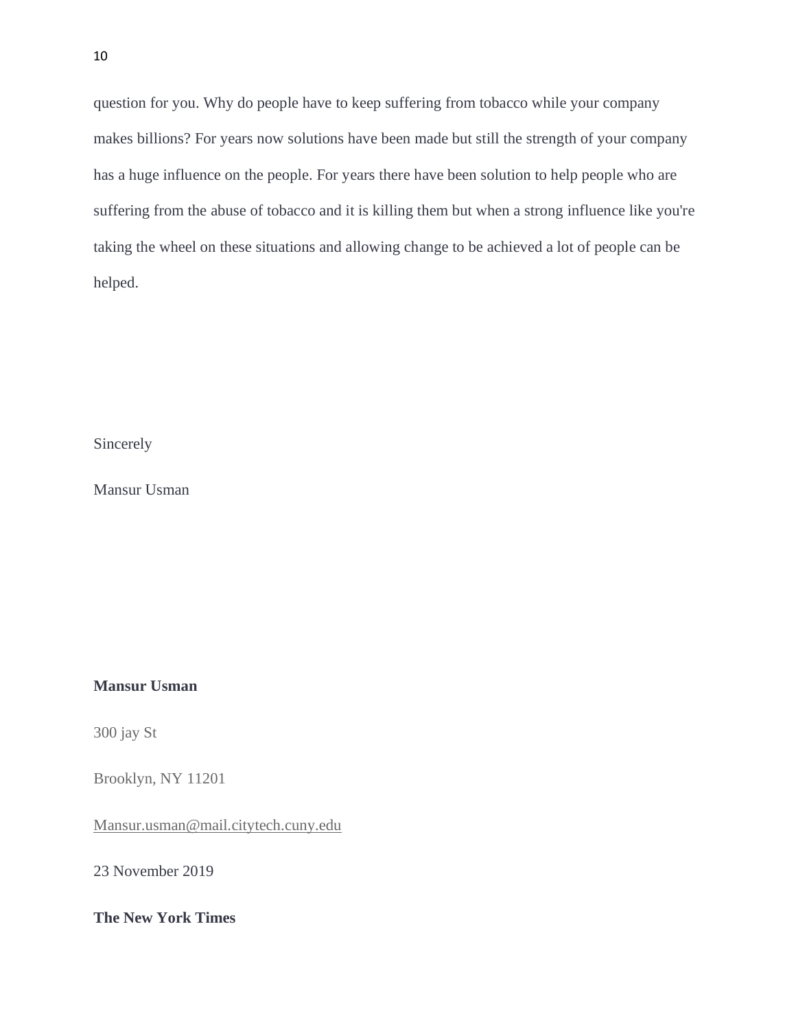question for you. Why do people have to keep suffering from tobacco while your company makes billions? For years now solutions have been made but still the strength of your company has a huge influence on the people. For years there have been solution to help people who are suffering from the abuse of tobacco and it is killing them but when a strong influence like you're taking the wheel on these situations and allowing change to be achieved a lot of people can be helped.

Sincerely

Mansur Usman

**Mansur Usman**

300 jay St

Brooklyn, NY 11201

Mansur.usman@mail.citytech.cuny.edu

23 November 2019

**The New York Times**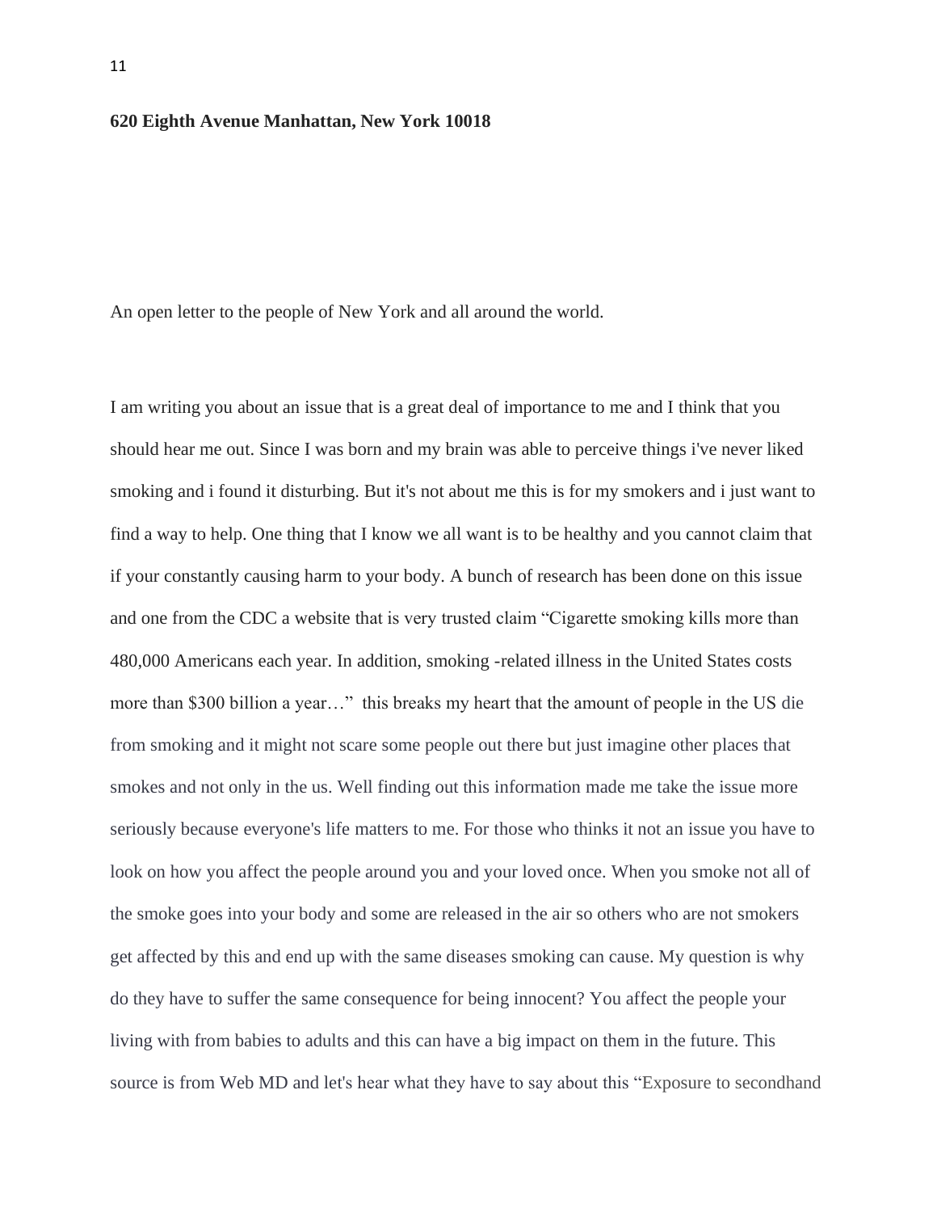**620 Eighth Avenue Manhattan, New York 10018**

An open letter to the people of New York and all around the world.

I am writing you about an issue that is a great deal of importance to me and I think that you should hear me out. Since I was born and my brain was able to perceive things i've never liked smoking and i found it disturbing. But it's not about me this is for my smokers and i just want to find a way to help. One thing that I know we all want is to be healthy and you cannot claim that if your constantly causing harm to your body. A bunch of research has been done on this issue and one from the CDC a website that is very trusted claim "Cigarette smoking kills more than 480,000 Americans each year. In addition, smoking -related illness in the United States costs more than $300 billion a year…" this breaks my heart that the amount of people in the US die from smoking and it might not scare some people out there but just imagine other places that smokes and not only in the us. Well finding out this information made me take the issue more seriously because everyone's life matters to me. For those who thinks it not an issue you have to look on how you affect the people around you and your loved once. When you smoke not all of the smoke goes into your body and some are released in the air so others who are not smokers get affected by this and end up with the same diseases smoking can cause. My question is why do they have to suffer the same consequence for being innocent? You affect the people your living with from babies to adults and this can have a big impact on them in the future. This source is from Web MD and let's hear what they have to say about this "Exposure to secondhand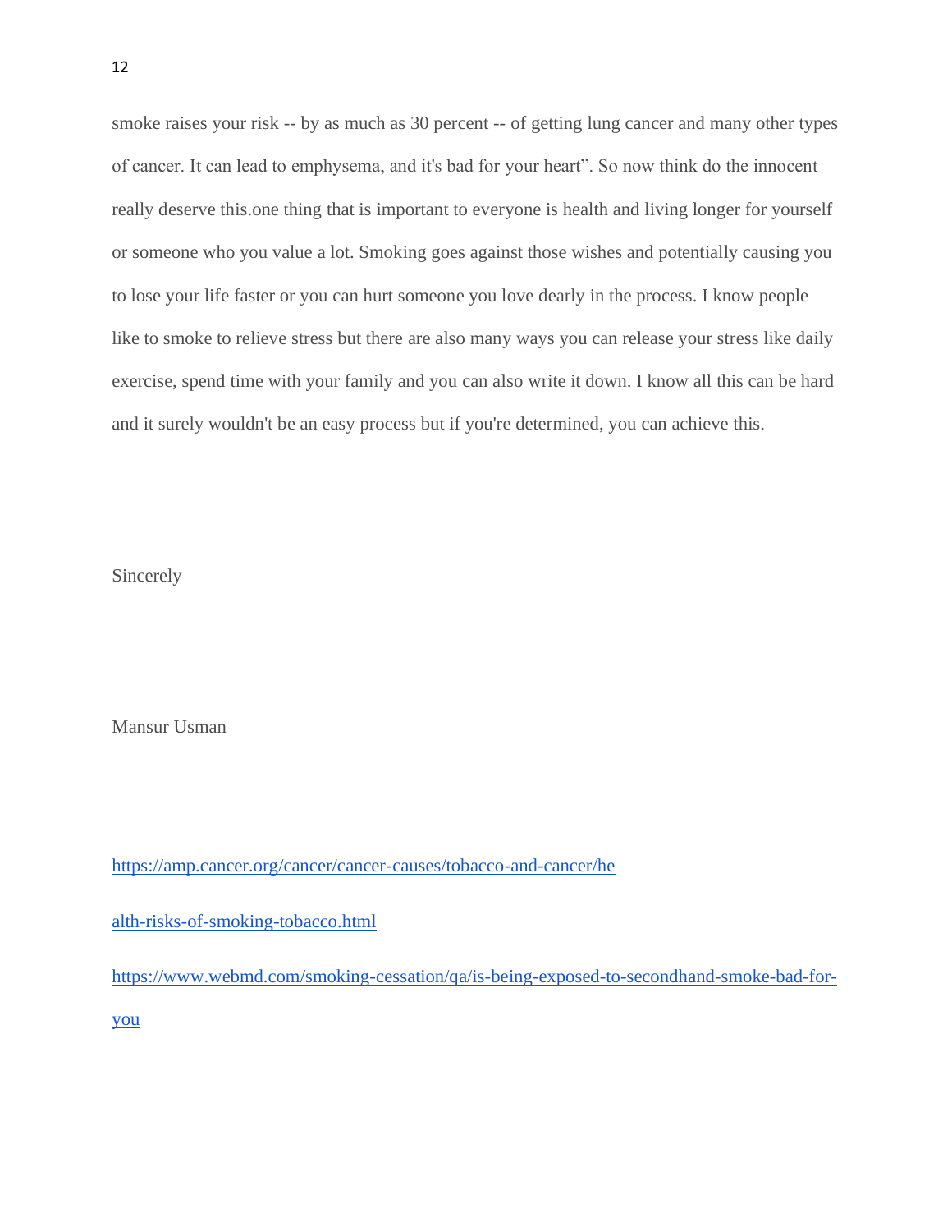smoke raises your risk -- by as much as 30 percent -- of getting lung cancer and many other types of cancer. It can lead to emphysema, and it's bad for your heart". So now think do the innocent really deserve this.one thing that is important to everyone is health and living longer for yourself or someone who you value a lot. Smoking goes against those wishes and potentially causing you to lose your life faster or you can hurt someone you love dearly in the process. I know people like to smoke to relieve stress but there are also many ways you can release your stress like daily exercise, spend time with your family and you can also write it down. I know all this can be hard and it surely wouldn't be an easy process but if you're determined, you can achieve this.

Sincerely

Mansur Usman

https://amp.cancer.org/cancer/cancer-causes/tobacco-and-cancer/he

alth-risks-of-smoking-tobacco.html

https://www.webmd.com/smoking-cessation/qa/is-being-exposed-to-secondhand-smoke-bad-for-you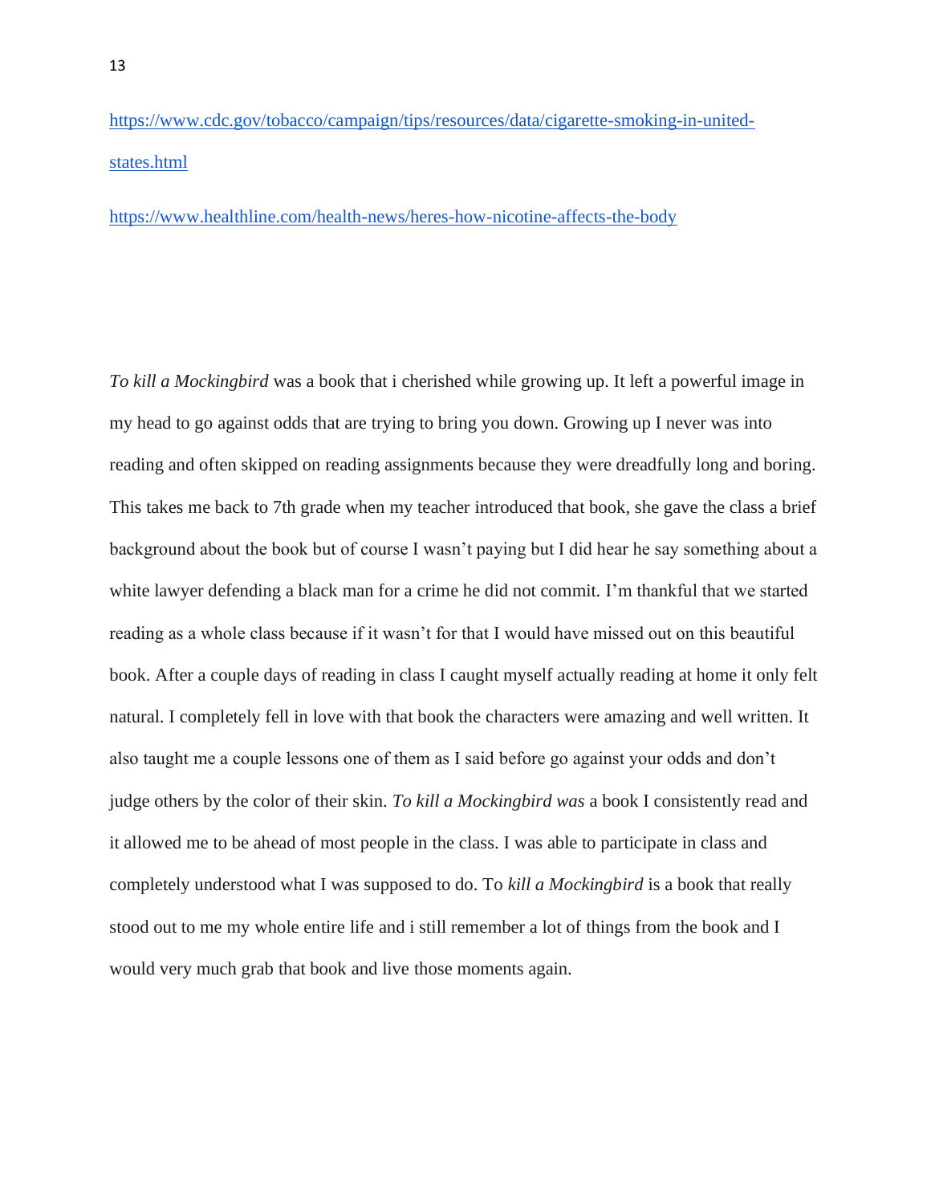https://www.cdc.gov/tobacco/campaign/tips/resources/data/cigarette-smoking-in-united-states.html

https://www.healthline.com/health-news/heres-how-nicotine-affects-the-body

*To kill a Mockingbird* was a book that i cherished while growing up. It left a powerful image in my head to go against odds that are trying to bring you down. Growing up I never was into reading and often skipped on reading assignments because they were dreadfully long and boring. This takes me back to 7th grade when my teacher introduced that book, she gave the class a brief background about the book but of course I wasn't paying but I did hear he say something about a white lawyer defending a black man for a crime he did not commit. I'm thankful that we started reading as a whole class because if it wasn't for that I would have missed out on this beautiful book. After a couple days of reading in class I caught myself actually reading at home it only felt natural. I completely fell in love with that book the characters were amazing and well written. It also taught me a couple lessons one of them as I said before go against your odds and don't judge others by the color of their skin. *To kill a Mockingbird was* a book I consistently read and it allowed me to be ahead of most people in the class. I was able to participate in class and completely understood what I was supposed to do. To *kill a Mockingbird* is a book that really stood out to me my whole entire life and i still remember a lot of things from the book and I would very much grab that book and live those moments again.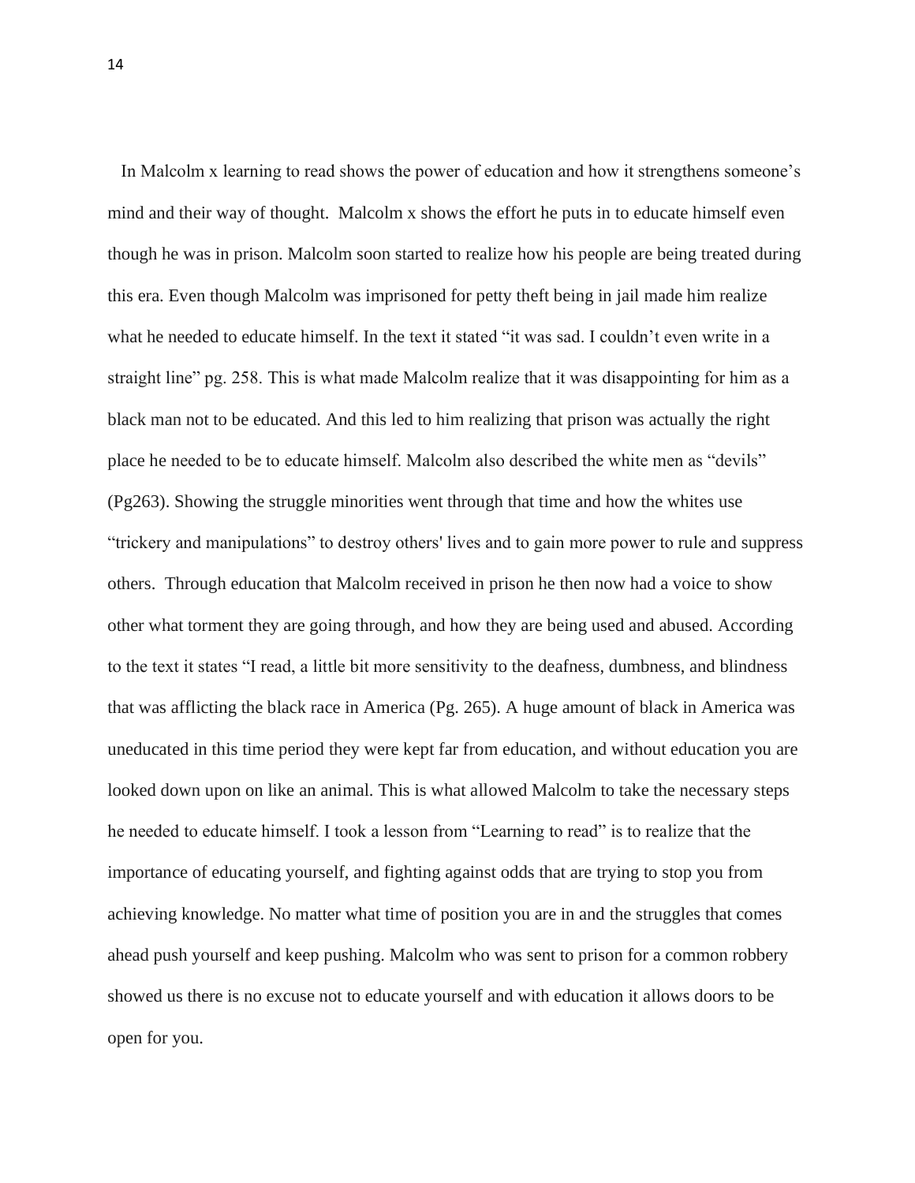In Malcolm x learning to read shows the power of education and how it strengthens someone's mind and their way of thought. Malcolm x shows the effort he puts in to educate himself even though he was in prison. Malcolm soon started to realize how his people are being treated during this era. Even though Malcolm was imprisoned for petty theft being in jail made him realize what he needed to educate himself. In the text it stated "it was sad. I couldn't even write in a straight line" pg. 258. This is what made Malcolm realize that it was disappointing for him as a black man not to be educated. And this led to him realizing that prison was actually the right place he needed to be to educate himself. Malcolm also described the white men as "devils" (Pg263). Showing the struggle minorities went through that time and how the whites use "trickery and manipulations" to destroy others' lives and to gain more power to rule and suppress others. Through education that Malcolm received in prison he then now had a voice to show other what torment they are going through, and how they are being used and abused. According to the text it states "I read, a little bit more sensitivity to the deafness, dumbness, and blindness that was afflicting the black race in America (Pg. 265). A huge amount of black in America was uneducated in this time period they were kept far from education, and without education you are looked down upon on like an animal. This is what allowed Malcolm to take the necessary steps he needed to educate himself. I took a lesson from "Learning to read" is to realize that the importance of educating yourself, and fighting against odds that are trying to stop you from achieving knowledge. No matter what time of position you are in and the struggles that comes ahead push yourself and keep pushing. Malcolm who was sent to prison for a common robbery showed us there is no excuse not to educate yourself and with education it allows doors to be open for you.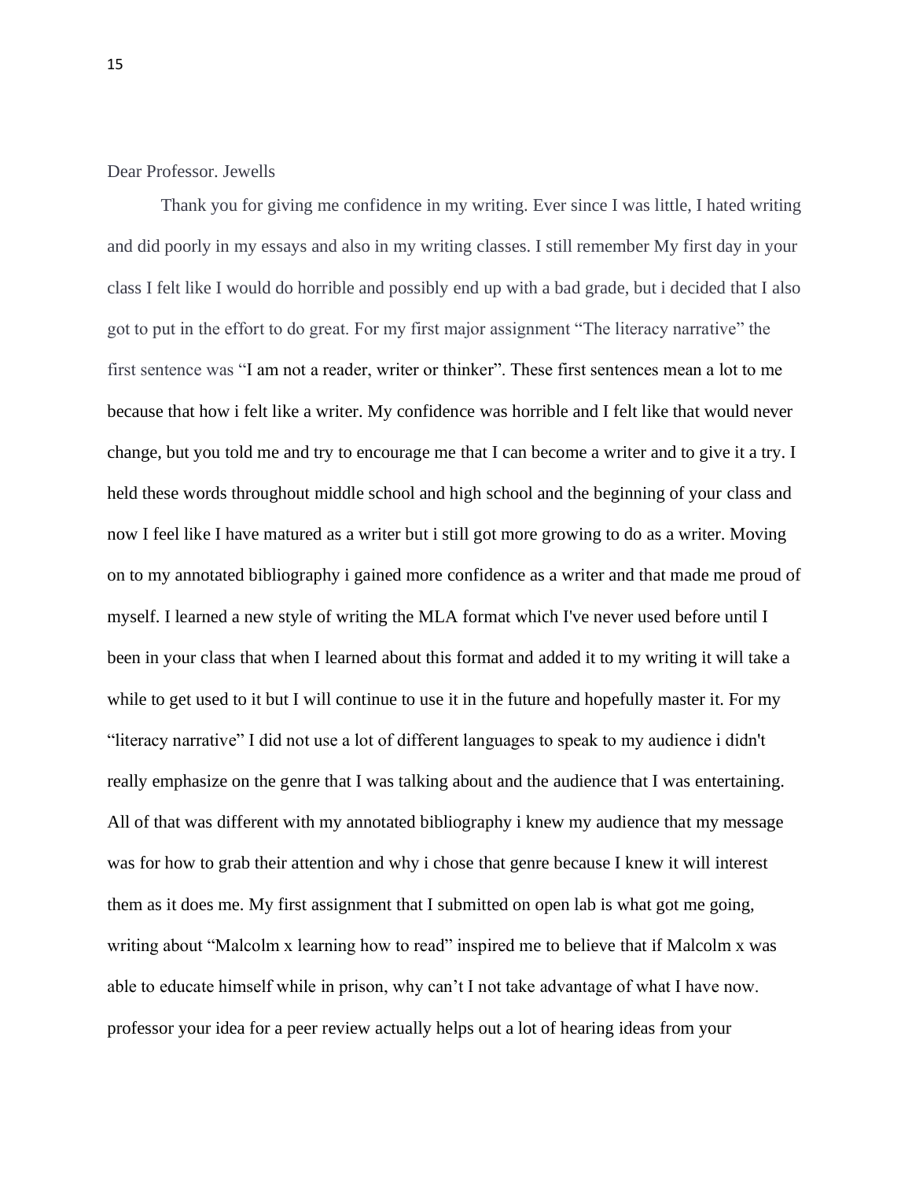Dear Professor. Jewells

Thank you for giving me confidence in my writing. Ever since I was little, I hated writing and did poorly in my essays and also in my writing classes. I still remember My first day in your class I felt like I would do horrible and possibly end up with a bad grade, but i decided that I also got to put in the effort to do great. For my first major assignment "The literacy narrative" the first sentence was "I am not a reader, writer or thinker". These first sentences mean a lot to me because that how i felt like a writer. My confidence was horrible and I felt like that would never change, but you told me and try to encourage me that I can become a writer and to give it a try. I held these words throughout middle school and high school and the beginning of your class and now I feel like I have matured as a writer but i still got more growing to do as a writer. Moving on to my annotated bibliography i gained more confidence as a writer and that made me proud of myself. I learned a new style of writing the MLA format which I've never used before until I been in your class that when I learned about this format and added it to my writing it will take a while to get used to it but I will continue to use it in the future and hopefully master it. For my "literacy narrative" I did not use a lot of different languages to speak to my audience i didn't really emphasize on the genre that I was talking about and the audience that I was entertaining. All of that was different with my annotated bibliography i knew my audience that my message was for how to grab their attention and why i chose that genre because I knew it will interest them as it does me. My first assignment that I submitted on open lab is what got me going, writing about "Malcolm x learning how to read" inspired me to believe that if Malcolm x was able to educate himself while in prison, why can't I not take advantage of what I have now. professor your idea for a peer review actually helps out a lot of hearing ideas from your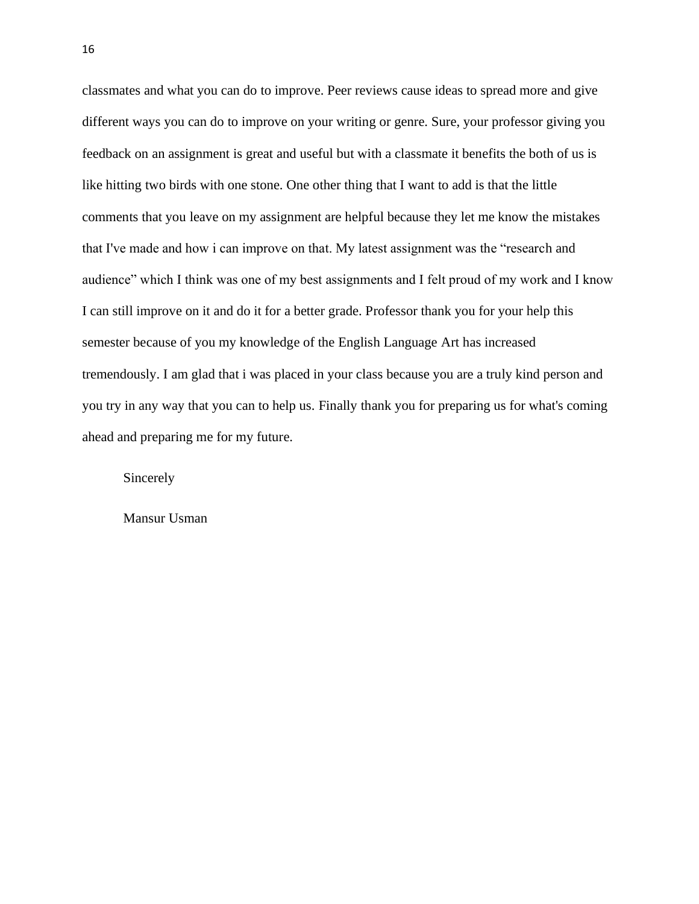classmates and what you can do to improve. Peer reviews cause ideas to spread more and give different ways you can do to improve on your writing or genre. Sure, your professor giving you feedback on an assignment is great and useful but with a classmate it benefits the both of us is like hitting two birds with one stone. One other thing that I want to add is that the little comments that you leave on my assignment are helpful because they let me know the mistakes that I've made and how i can improve on that. My latest assignment was the “research and audience” which I think was one of my best assignments and I felt proud of my work and I know I can still improve on it and do it for a better grade. Professor thank you for your help this semester because of you my knowledge of the English Language Art has increased tremendously. I am glad that i was placed in your class because you are a truly kind person and you try in any way that you can to help us. Finally thank you for preparing us for what's coming ahead and preparing me for my future.

Sincerely

Mansur Usman